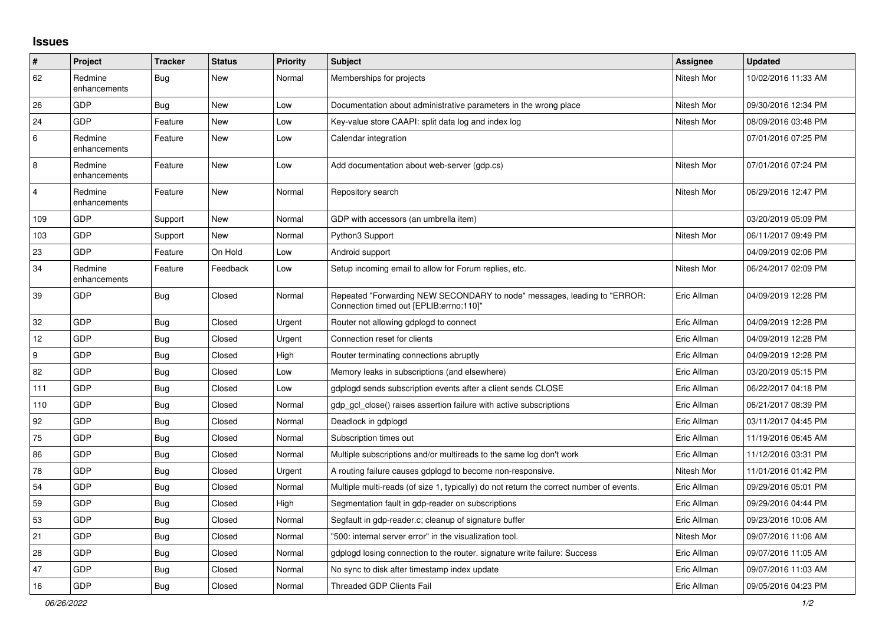# Issues

| # | Project | Tracker | Status | Priority | Subject | Assignee | Updated |
|---|---|---|---|---|---|---|---|
| 62 | Redmine enhancements | Bug | New | Normal | Memberships for projects | Nitesh Mor | 10/02/2016 11:33 AM |
| 26 | GDP | Bug | New | Low | Documentation about administrative parameters in the wrong place | Nitesh Mor | 09/30/2016 12:34 PM |
| 24 | GDP | Feature | New | Low | Key-value store CAAPI: split data log and index log | Nitesh Mor | 08/09/2016 03:48 PM |
| 6 | Redmine enhancements | Feature | New | Low | Calendar integration | | 07/01/2016 07:25 PM |
| 8 | Redmine enhancements | Feature | New | Low | Add documentation about web-server (gdp.cs) | Nitesh Mor | 07/01/2016 07:24 PM |
| 4 | Redmine enhancements | Feature | New | Normal | Repository search | Nitesh Mor | 06/29/2016 12:47 PM |
| 109 | GDP | Support | New | Normal | GDP with accessors (an umbrella item) | | 03/20/2019 05:09 PM |
| 103 | GDP | Support | New | Normal | Python3 Support | Nitesh Mor | 06/11/2017 09:49 PM |
| 23 | GDP | Feature | On Hold | Low | Android support | | 04/09/2019 02:06 PM |
| 34 | Redmine enhancements | Feature | Feedback | Low | Setup incoming email to allow for Forum replies, etc. | Nitesh Mor | 06/24/2017 02:09 PM |
| 39 | GDP | Bug | Closed | Normal | Repeated "Forwarding NEW SECONDARY to node" messages, leading to "ERROR: Connection timed out [EPLIB:errno:110]" | Eric Allman | 04/09/2019 12:28 PM |
| 32 | GDP | Bug | Closed | Urgent | Router not allowing gdplogd to connect | Eric Allman | 04/09/2019 12:28 PM |
| 12 | GDP | Bug | Closed | Urgent | Connection reset for clients | Eric Allman | 04/09/2019 12:28 PM |
| 9 | GDP | Bug | Closed | High | Router terminating connections abruptly | Eric Allman | 04/09/2019 12:28 PM |
| 82 | GDP | Bug | Closed | Low | Memory leaks in subscriptions (and elsewhere) | Eric Allman | 03/20/2019 05:15 PM |
| 111 | GDP | Bug | Closed | Low | gdplogd sends subscription events after a client sends CLOSE | Eric Allman | 06/22/2017 04:18 PM |
| 110 | GDP | Bug | Closed | Normal | gdp_gcl_close() raises assertion failure with active subscriptions | Eric Allman | 06/21/2017 08:39 PM |
| 92 | GDP | Bug | Closed | Normal | Deadlock in gdplogd | Eric Allman | 03/11/2017 04:45 PM |
| 75 | GDP | Bug | Closed | Normal | Subscription times out | Eric Allman | 11/19/2016 06:45 AM |
| 86 | GDP | Bug | Closed | Normal | Multiple subscriptions and/or multireads to the same log don't work | Eric Allman | 11/12/2016 03:31 PM |
| 78 | GDP | Bug | Closed | Urgent | A routing failure causes gdplogd to become non-responsive. | Nitesh Mor | 11/01/2016 01:42 PM |
| 54 | GDP | Bug | Closed | Normal | Multiple multi-reads (of size 1, typically) do not return the correct number of events. | Eric Allman | 09/29/2016 05:01 PM |
| 59 | GDP | Bug | Closed | High | Segmentation fault in gdp-reader on subscriptions | Eric Allman | 09/29/2016 04:44 PM |
| 53 | GDP | Bug | Closed | Normal | Segfault in gdp-reader.c; cleanup of signature buffer | Eric Allman | 09/23/2016 10:06 AM |
| 21 | GDP | Bug | Closed | Normal | "500: internal server error" in the visualization tool. | Nitesh Mor | 09/07/2016 11:06 AM |
| 28 | GDP | Bug | Closed | Normal | gdplogd losing connection to the router. signature write failure: Success | Eric Allman | 09/07/2016 11:05 AM |
| 47 | GDP | Bug | Closed | Normal | No sync to disk after timestamp index update | Eric Allman | 09/07/2016 11:03 AM |
| 16 | GDP | Bug | Closed | Normal | Threaded GDP Clients Fail | Eric Allman | 09/05/2016 04:23 PM |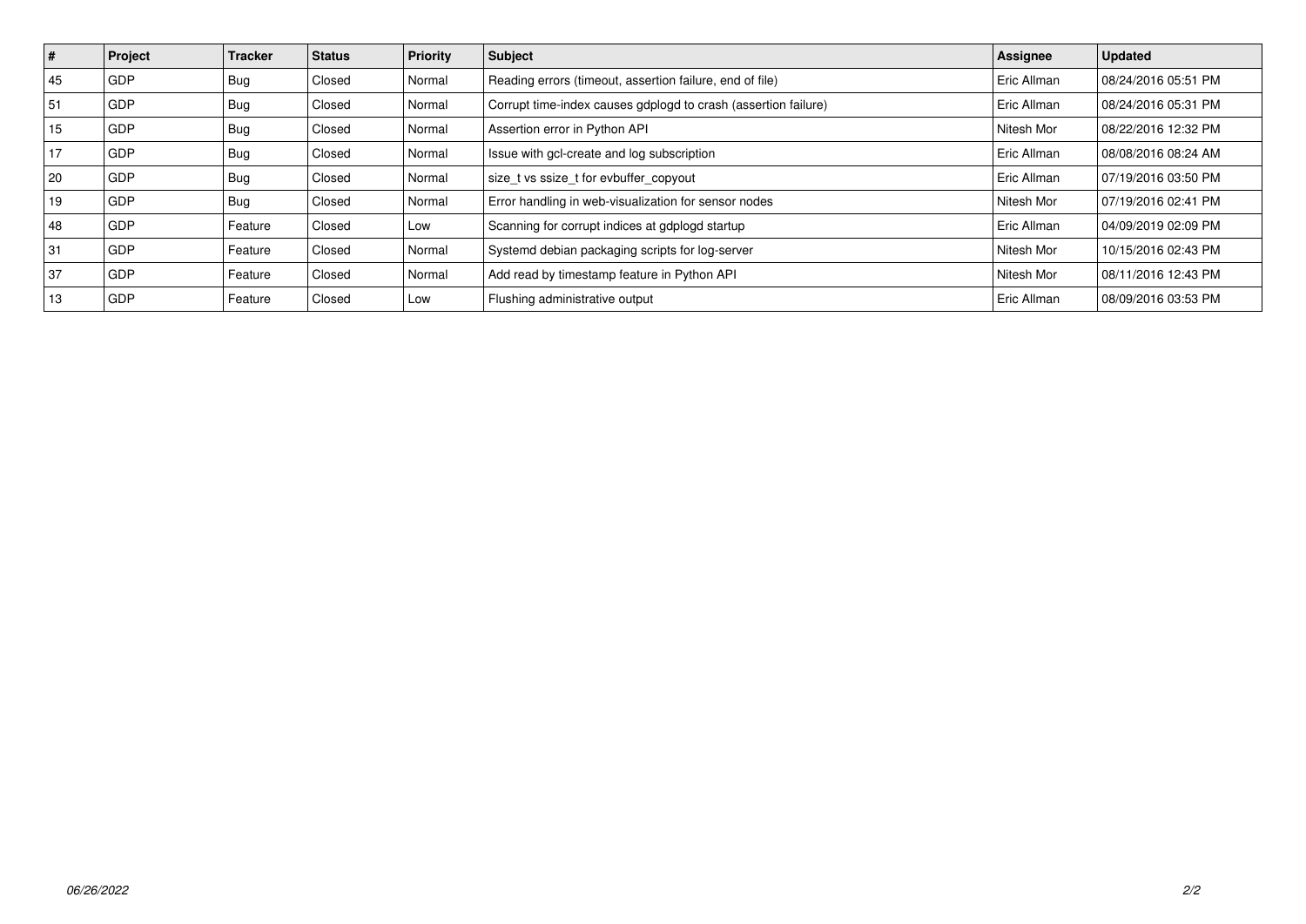| # | Project | Tracker | Status | Priority | Subject | Assignee | Updated |
|---|---|---|---|---|---|---|---|
| 45 | GDP | Bug | Closed | Normal | Reading errors (timeout, assertion failure, end of file) | Eric Allman | 08/24/2016 05:51 PM |
| 51 | GDP | Bug | Closed | Normal | Corrupt time-index causes gdplogd to crash (assertion failure) | Eric Allman | 08/24/2016 05:31 PM |
| 15 | GDP | Bug | Closed | Normal | Assertion error in Python API | Nitesh Mor | 08/22/2016 12:32 PM |
| 17 | GDP | Bug | Closed | Normal | Issue with gcl-create and log subscription | Eric Allman | 08/08/2016 08:24 AM |
| 20 | GDP | Bug | Closed | Normal | size_t vs ssize_t for evbuffer_copyout | Eric Allman | 07/19/2016 03:50 PM |
| 19 | GDP | Bug | Closed | Normal | Error handling in web-visualization for sensor nodes | Nitesh Mor | 07/19/2016 02:41 PM |
| 48 | GDP | Feature | Closed | Low | Scanning for corrupt indices at gdplogd startup | Eric Allman | 04/09/2019 02:09 PM |
| 31 | GDP | Feature | Closed | Normal | Systemd debian packaging scripts for log-server | Nitesh Mor | 10/15/2016 02:43 PM |
| 37 | GDP | Feature | Closed | Normal | Add read by timestamp feature in Python API | Nitesh Mor | 08/11/2016 12:43 PM |
| 13 | GDP | Feature | Closed | Low | Flushing administrative output | Eric Allman | 08/09/2016 03:53 PM |